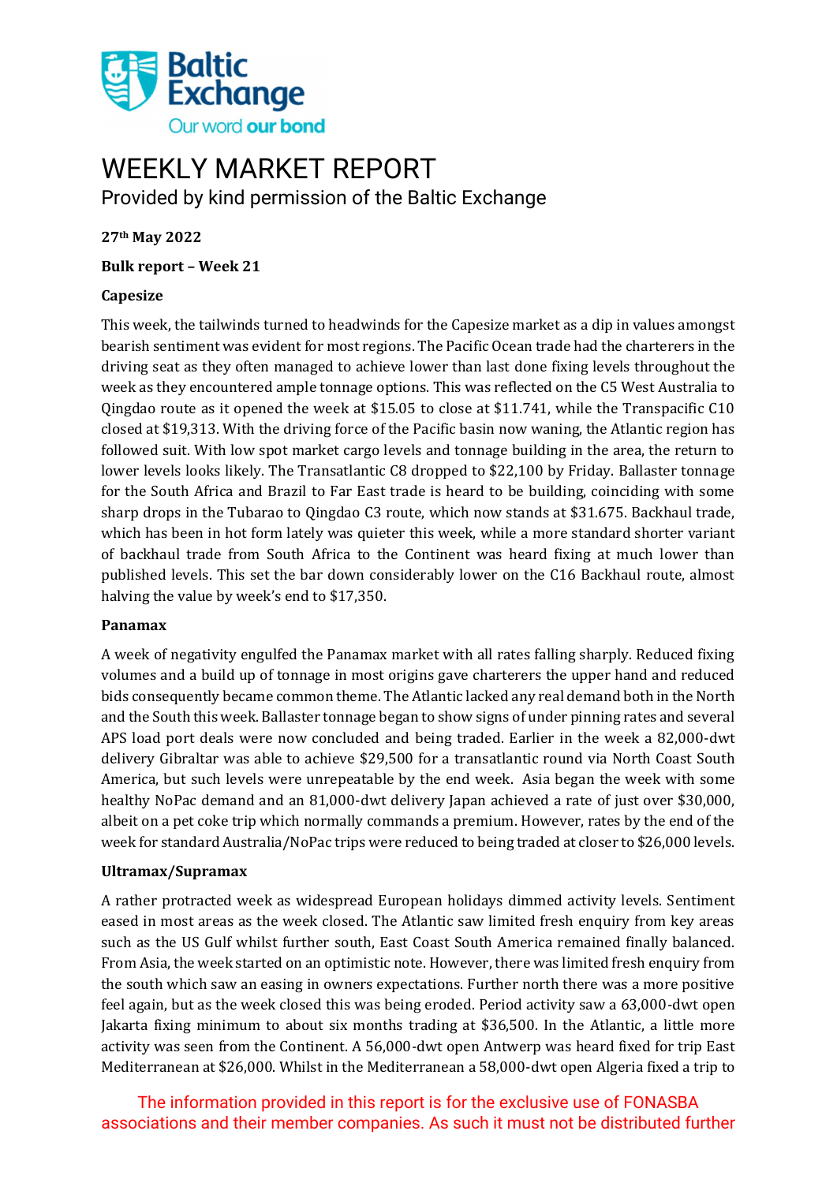# WEEKLY MARKET REPORT

Provided by kind permission of the Baltic Exchange

**27th May 2022**

**Bulk report – Week 21**

**Capesize**

This week, the tailwinds turned to headwinds for the Capesize market as a dip in values amongst bearish sentiment was evident for most regions. The Pacific Ocean trade had the charterers in the driving seat as they often managed to achieve lower than last done fixing levels throughout the week as they encountered ample tonnage options. This was reflected on the C5 West Australia to Qingdao route as it opened the week at $15.05 to close at $11.741, while the Transpacific C10 closed at $19,313. With the driving force of the Pacific basin now waning, the Atlantic region has followed suit. With low spot market cargo levels and tonnage building in the area, the return to lower levels looks likely. The Transatlantic C8 dropped to $22,100 by Friday. Ballaster tonnage for the South Africa and Brazil to Far East trade is heard to be building, coinciding with some sharp drops in the Tubarao to Qingdao C3 route, which now stands at $31.675. Backhaul trade, which has been in hot form lately was quieter this week, while a more standard shorter variant of backhaul trade from South Africa to the Continent was heard fixing at much lower than published levels. This set the bar down considerably lower on the C16 Backhaul route, almost halving the value by week's end to $17,350.

**Panamax**

A week of negativity engulfed the Panamax market with all rates falling sharply. Reduced fixing volumes and a build up of tonnage in most origins gave charterers the upper hand and reduced bids consequently became common theme. The Atlantic lacked any real demand both in the North and the South this week. Ballaster tonnage began to show signs of under pinning rates and several APS load port deals were now concluded and being traded. Earlier in the week a 82,000-dwt delivery Gibraltar was able to achieve $29,500 for a transatlantic round via North Coast South America, but such levels were unrepeatable by the end week. Asia began the week with some healthy NoPac demand and an 81,000-dwt delivery Japan achieved a rate of just over $30,000, albeit on a pet coke trip which normally commands a premium. However, rates by the end of the week for standard Australia/NoPac trips were reduced to being traded at closer to $26,000 levels.

**Ultramax/Supramax**

A rather protracted week as widespread European holidays dimmed activity levels. Sentiment eased in most areas as the week closed. The Atlantic saw limited fresh enquiry from key areas such as the US Gulf whilst further south, East Coast South America remained finally balanced. From Asia, the week started on an optimistic note. However, there was limited fresh enquiry from the south which saw an easing in owners expectations. Further north there was a more positive feel again, but as the week closed this was being eroded. Period activity saw a 63,000-dwt open Jakarta fixing minimum to about six months trading at $36,500. In the Atlantic, a little more activity was seen from the Continent. A 56,000-dwt open Antwerp was heard fixed for trip East Mediterranean at $26,000. Whilst in the Mediterranean a 58,000-dwt open Algeria fixed a trip to

The information provided in this report is for the exclusive use of FONASBA associations and their member companies. As such it must not be distributed further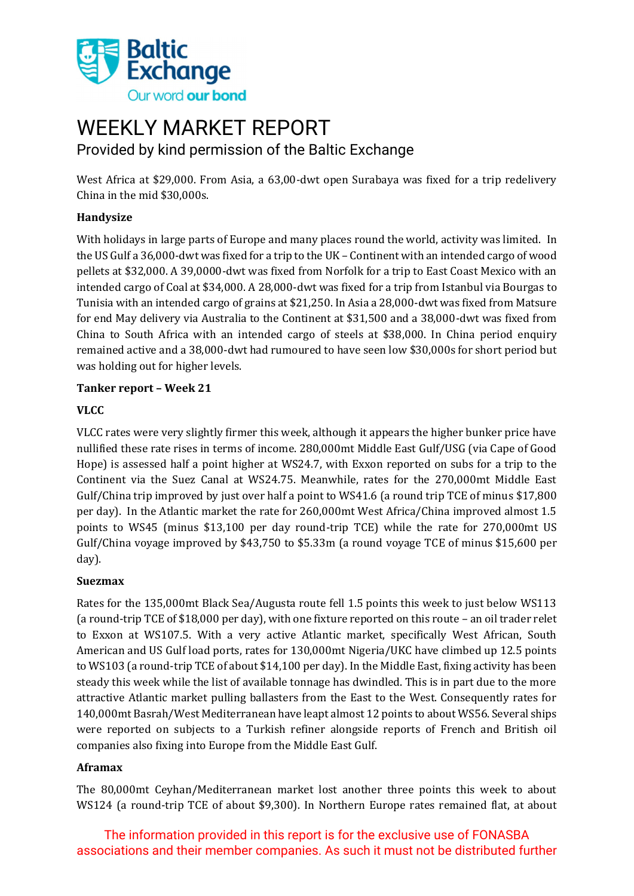# WEEKLY MARKET REPORT

Provided by kind permission of the Baltic Exchange

West Africa at $29,000. From Asia, a 63,00-dwt open Surabaya was fixed for a trip redelivery China in the mid $30,000s.

**Handysize**

With holidays in large parts of Europe and many places round the world, activity was limited. In the US Gulf a 36,000-dwt was fixed for a trip to the UK – Continent with an intended cargo of wood pellets at $32,000. A 39,0000-dwt was fixed from Norfolk for a trip to East Coast Mexico with an intended cargo of Coal at $34,000. A 28,000-dwt was fixed for a trip from Istanbul via Bourgas to Tunisia with an intended cargo of grains at $21,250. In Asia a 28,000-dwt was fixed from Matsure for end May delivery via Australia to the Continent at $31,500 and a 38,000-dwt was fixed from China to South Africa with an intended cargo of steels at $38,000. In China period enquiry remained active and a 38,000-dwt had rumoured to have seen low $30,000s for short period but was holding out for higher levels.

**Tanker report – Week 21**

**VLCC**

VLCC rates were very slightly firmer this week, although it appears the higher bunker price have nullified these rate rises in terms of income. 280,000mt Middle East Gulf/USG (via Cape of Good Hope) is assessed half a point higher at WS24.7, with Exxon reported on subs for a trip to the Continent via the Suez Canal at WS24.75. Meanwhile, rates for the 270,000mt Middle East Gulf/China trip improved by just over half a point to WS41.6 (a round trip TCE of minus $17,800 per day). In the Atlantic market the rate for 260,000mt West Africa/China improved almost 1.5 points to WS45 (minus $13,100 per day round-trip TCE) while the rate for 270,000mt US Gulf/China voyage improved by $43,750 to $5.33m (a round voyage TCE of minus $15,600 per day).

**Suezmax**

Rates for the 135,000mt Black Sea/Augusta route fell 1.5 points this week to just below WS113 (a round-trip TCE of $18,000 per day), with one fixture reported on this route – an oil trader relet to Exxon at WS107.5. With a very active Atlantic market, specifically West African, South American and US Gulf load ports, rates for 130,000mt Nigeria/UKC have climbed up 12.5 points to WS103 (a round-trip TCE of about $14,100 per day). In the Middle East, fixing activity has been steady this week while the list of available tonnage has dwindled. This is in part due to the more attractive Atlantic market pulling ballasters from the East to the West. Consequently rates for 140,000mt Basrah/West Mediterranean have leapt almost 12 points to about WS56. Several ships were reported on subjects to a Turkish refiner alongside reports of French and British oil companies also fixing into Europe from the Middle East Gulf.

**Aframax**

The 80,000mt Ceyhan/Mediterranean market lost another three points this week to about WS124 (a round-trip TCE of about $9,300). In Northern Europe rates remained flat, at about

The information provided in this report is for the exclusive use of FONASBA associations and their member companies. As such it must not be distributed further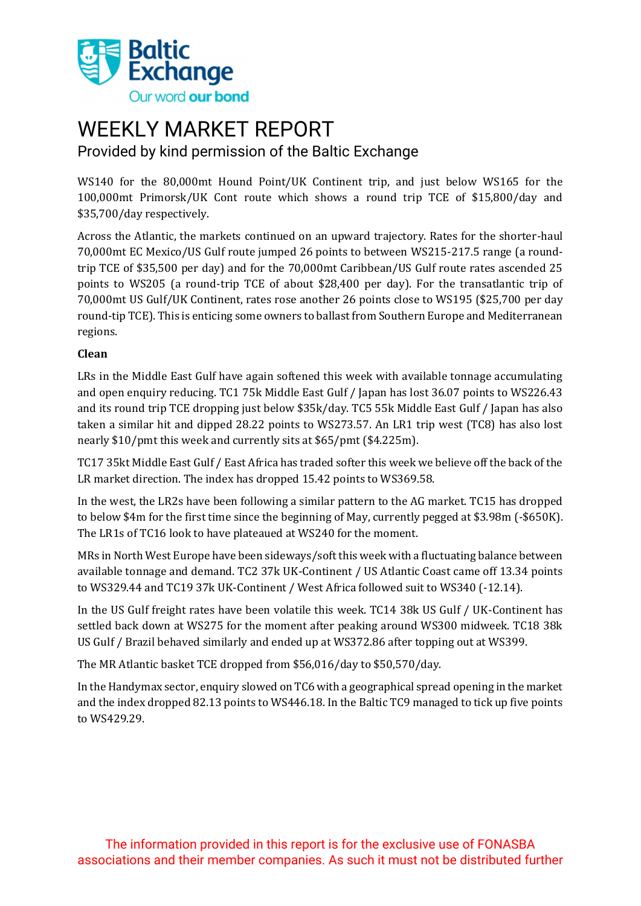WS140 for the 80,000mt Hound Point/UK Continent trip, and just below WS165 for the 100,000mt Primorsk/UK Cont route which shows a round trip TCE of $15,800/day and $35,700/day respectively.

Across the Atlantic, the markets continued on an upward trajectory. Rates for the shorter-haul 70,000mt EC Mexico/US Gulf route jumped 26 points to between WS215-217.5 range (a round-trip TCE of $35,500 per day) and for the 70,000mt Caribbean/US Gulf route rates ascended 25 points to WS205 (a round-trip TCE of about $28,400 per day). For the transatlantic trip of 70,000mt US Gulf/UK Continent, rates rose another 26 points close to WS195 ($25,700 per day round-tip TCE). This is enticing some owners to ballast from Southern Europe and Mediterranean regions.

**Clean**

LRs in the Middle East Gulf have again softened this week with available tonnage accumulating and open enquiry reducing. TC1 75k Middle East Gulf / Japan has lost 36.07 points to WS226.43 and its round trip TCE dropping just below $35k/day. TC5 55k Middle East Gulf / Japan has also taken a similar hit and dipped 28.22 points to WS273.57. An LR1 trip west (TC8) has also lost nearly $10/pmt this week and currently sits at $65/pmt ($4.225m).

TC17 35kt Middle East Gulf / East Africa has traded softer this week we believe off the back of the LR market direction. The index has dropped 15.42 points to WS369.58.

In the west, the LR2s have been following a similar pattern to the AG market. TC15 has dropped to below $4m for the first time since the beginning of May, currently pegged at $3.98m (-$650K). The LR1s of TC16 look to have plateaued at WS240 for the moment.

MRs in North West Europe have been sideways/soft this week with a fluctuating balance between available tonnage and demand. TC2 37k UK-Continent / US Atlantic Coast came off 13.34 points to WS329.44 and TC19 37k UK-Continent / West Africa followed suit to WS340 (-12.14).

In the US Gulf freight rates have been volatile this week. TC14 38k US Gulf / UK-Continent has settled back down at WS275 for the moment after peaking around WS300 midweek. TC18 38k US Gulf / Brazil behaved similarly and ended up at WS372.86 after topping out at WS399.

The MR Atlantic basket TCE dropped from $56,016/day to $50,570/day.

In the Handymax sector, enquiry slowed on TC6 with a geographical spread opening in the market and the index dropped 82.13 points to WS446.18. In the Baltic TC9 managed to tick up five points to WS429.29.